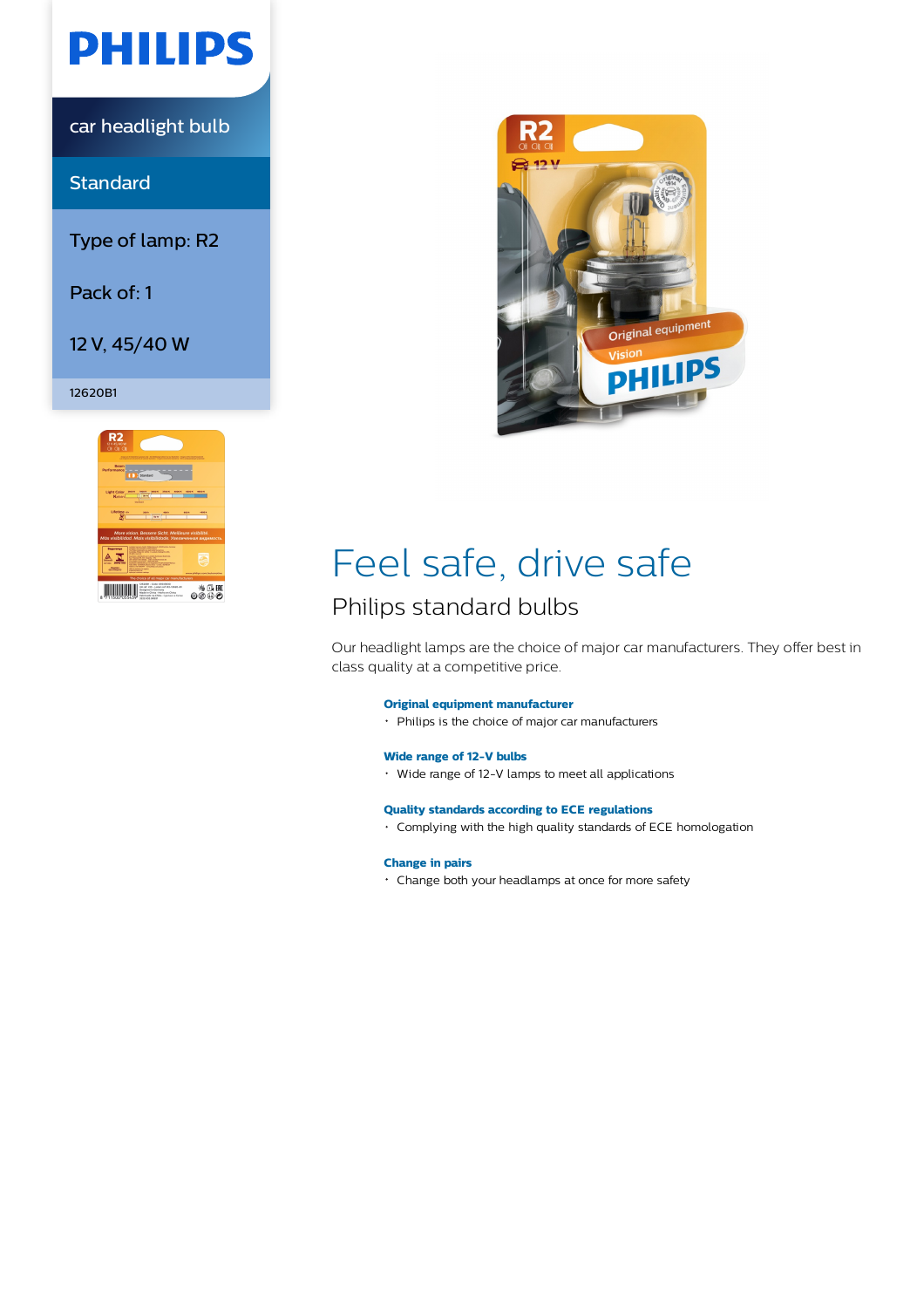PHILIPS

car headlight bulb

Standard

Type of lamp: R2

Pack of: 1

12 V, 45/40 W

12620B1

# Feel safe, drive safe

## Philips standard bulbs

Our headlight lamps are the choice of major car manufacturers. They offer best in class quality at a competitive price.

**Original equipment manufacturer**

- Philips is the choice of major car manufacturers

**Wide range of 12-V bulbs**

- Wide range of 12-V lamps to meet all applications

**Quality standards according to ECE regulations**

- Complying with the high quality standards of ECE homologation

**Change in pairs**

- Change both your headlamps at once for more safety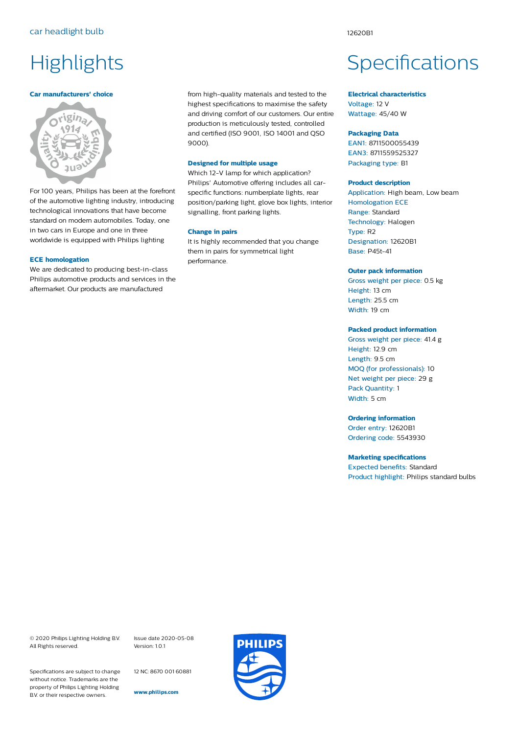car headlight bulb

12620B1

# Highlights

### Car manufacturers' choice

For 100 years, Philips has been at the forefront of the automotive lighting industry, introducing technological innovations that have become standard on modern automobiles. Today, one in two cars in Europe and one in three worldwide is equipped with Philips lighting

### ECE homologation

We are dedicated to producing best-in-class Philips automotive products and services in the aftermarket. Our products are manufactured from high-quality materials and tested to the highest specifications to maximise the safety and driving comfort of our customers. Our entire production is meticulously tested, controlled and certified (ISO 9001, ISO 14001 and QSO 9000).

### Designed for multiple usage

Which 12-V lamp for which application? Philips' Automotive offering includes all car-specific functions: numberplate lights, rear position/parking light, glove box lights, interior signalling, front parking lights.

### Change in pairs

It is highly recommended that you change them in pairs for symmetrical light performance.

# Specifications

### Electrical characteristics

Voltage: 12 V
Wattage: 45/40 W

### Packaging Data

EAN1: 8711500055439
EAN3: 8711559525327
Packaging type: B1

### Product description

Application: High beam, Low beam
Homologation ECE
Range: Standard
Technology: Halogen
Type: R2
Designation: 12620B1
Base: P45t-41

### Outer pack information

Gross weight per piece: 0.5 kg
Height: 13 cm
Length: 25.5 cm
Width: 19 cm

### Packed product information

Gross weight per piece: 41.4 g
Height: 12.9 cm
Length: 9.5 cm
MOQ (for professionals): 10
Net weight per piece: 29 g
Pack Quantity: 1
Width: 5 cm

### Ordering information

Order entry: 12620B1
Ordering code: 5543930

### Marketing specifications

Expected benefits: Standard
Product highlight: Philips standard bulbs

© 2020 Philips Lighting Holding B.V.
All Rights reserved.

Specifications are subject to change without notice. Trademarks are the property of Philips Lighting Holding B.V. or their respective owners.

Issue date 2020-05-08
Version: 1.0.1

12 NC: 8670 001 60881

www.philips.com